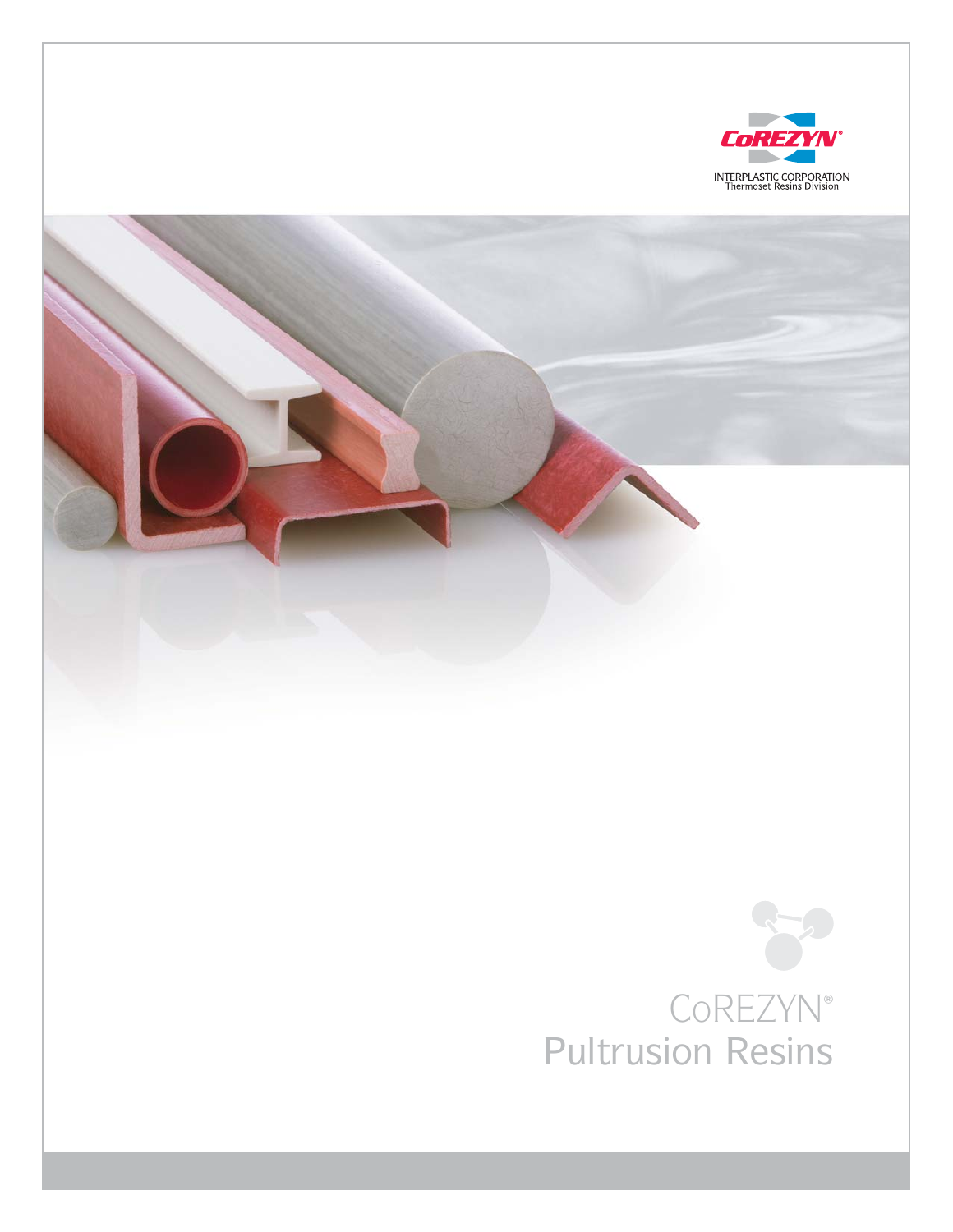CoREZYN®

INTERPLASTIC CORPORATION
Thermoset Resins Division

# CoREZYN® Pultrusion Resins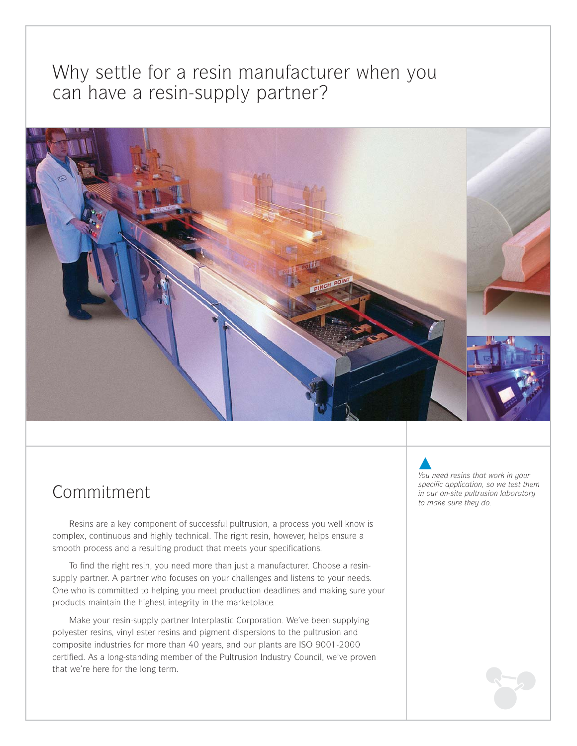# Why settle for a resin manufacturer when you can have a resin-supply partner?

## Commitment

Resins are a key component of successful pultrusion, a process you well know is complex, continuous and highly technical. The right resin, however, helps ensure a smooth process and a resulting product that meets your specifications.

To find the right resin, you need more than just a manufacturer. Choose a resin-supply partner. A partner who focuses on your challenges and listens to your needs. One who is committed to helping you meet production deadlines and making sure your products maintain the highest integrity in the marketplace.

Make your resin-supply partner Interplastic Corporation. We've been supplying polyester resins, vinyl ester resins and pigment dispersions to the pultrusion and composite industries for more than 40 years, and our plants are ISO 9001-2000 certified. As a long-standing member of the Pultrusion Industry Council, we've proven that we're here for the long term.

*You need resins that work in your specific application, so we test them in our on-site pultrusion laboratory to make sure they do.*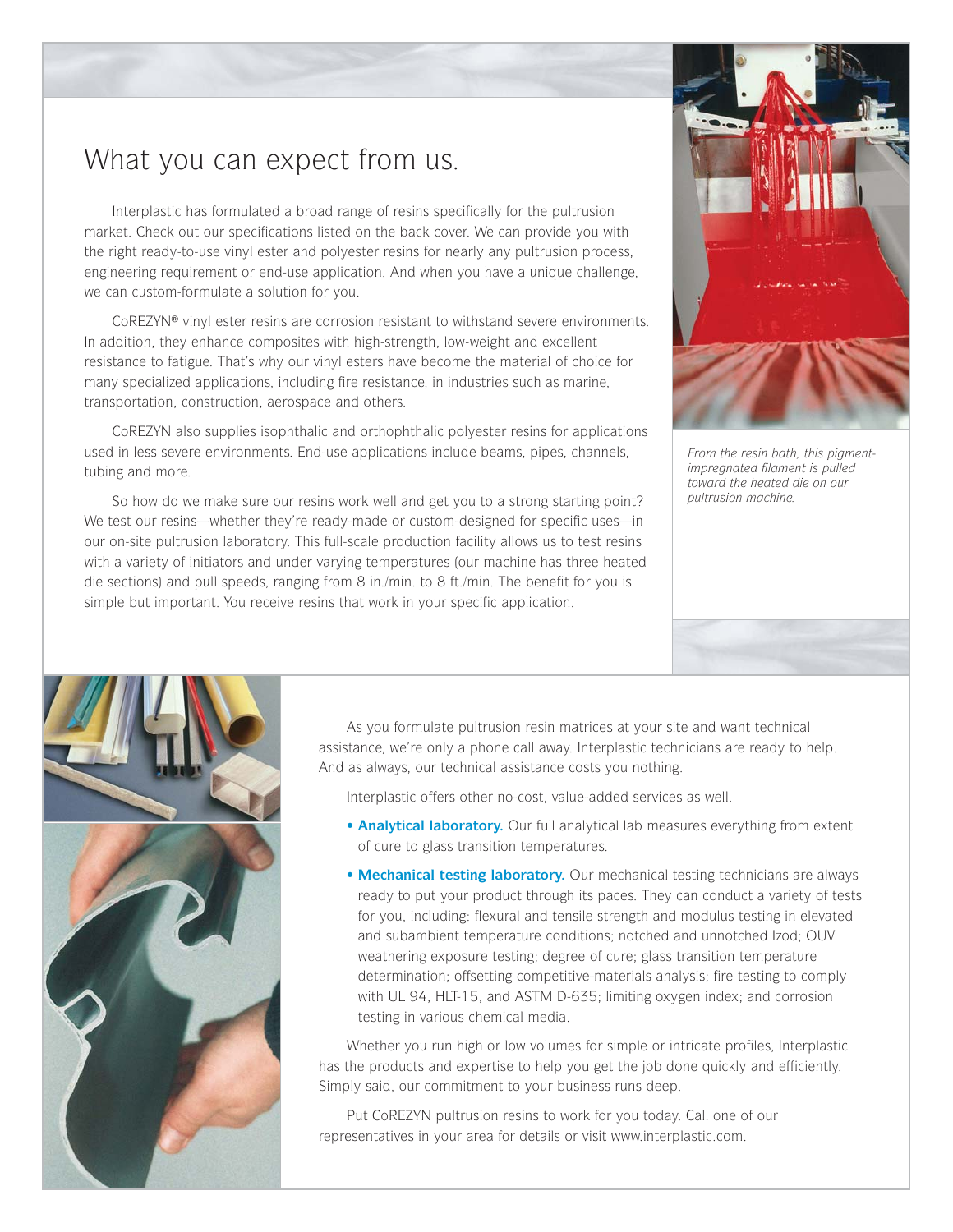# What you can expect from us.

Interplastic has formulated a broad range of resins specifically for the pultrusion market. Check out our specifications listed on the back cover. We can provide you with the right ready-to-use vinyl ester and polyester resins for nearly any pultrusion process, engineering requirement or end-use application. And when you have a unique challenge, we can custom-formulate a solution for you.

CoREZYN® vinyl ester resins are corrosion resistant to withstand severe environments. In addition, they enhance composites with high-strength, low-weight and excellent resistance to fatigue. That's why our vinyl esters have become the material of choice for many specialized applications, including fire resistance, in industries such as marine, transportation, construction, aerospace and others.

CoREZYN also supplies isophthalic and orthophthalic polyester resins for applications used in less severe environments. End-use applications include beams, pipes, channels, tubing and more.

So how do we make sure our resins work well and get you to a strong starting point? We test our resins—whether they're ready-made or custom-designed for specific uses—in our on-site pultrusion laboratory. This full-scale production facility allows us to test resins with a variety of initiators and under varying temperatures (our machine has three heated die sections) and pull speeds, ranging from 8 in./min. to 8 ft./min. The benefit for you is simple but important. You receive resins that work in your specific application.

*From the resin bath, this pigment-impregnated filament is pulled toward the heated die on our pultrusion machine.*

As you formulate pultrusion resin matrices at your site and want technical assistance, we're only a phone call away. Interplastic technicians are ready to help. And as always, our technical assistance costs you nothing.

Interplastic offers other no-cost, value-added services as well.

- **Analytical laboratory.** Our full analytical lab measures everything from extent of cure to glass transition temperatures.
- **Mechanical testing laboratory.** Our mechanical testing technicians are always ready to put your product through its paces. They can conduct a variety of tests for you, including: flexural and tensile strength and modulus testing in elevated and subambient temperature conditions; notched and unnotched Izod; QUV weathering exposure testing; degree of cure; glass transition temperature determination; offsetting competitive-materials analysis; fire testing to comply with UL 94, HLT-15, and ASTM D-635; limiting oxygen index; and corrosion testing in various chemical media.

Whether you run high or low volumes for simple or intricate profiles, Interplastic has the products and expertise to help you get the job done quickly and efficiently. Simply said, our commitment to your business runs deep.

Put CoREZYN pultrusion resins to work for you today. Call one of our representatives in your area for details or visit www.interplastic.com.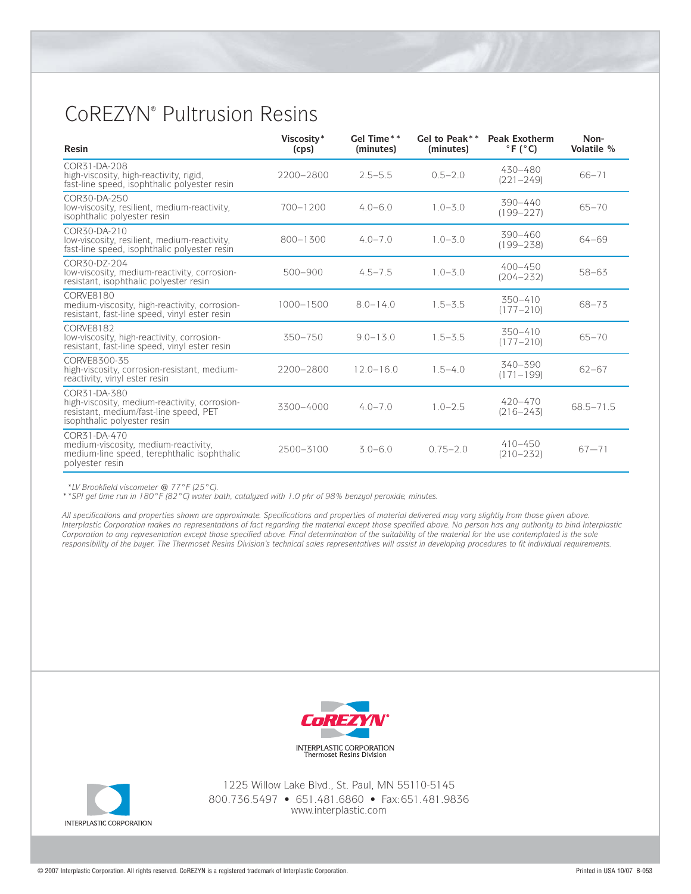# CoREZYN® Pultrusion Resins

| Resin | Viscosity* (cps) | Gel Time** (minutes) | Gel to Peak** (minutes) | Peak Exotherm °F (°C) | Non-Volatile % |
|---|---|---|---|---|---|
| COR31-DA-208<br>high-viscosity, high-reactivity, rigid, fast-line speed, isophthalic polyester resin | 2200–2800 | 2.5–5.5 | 0.5–2.0 | 430–480 (221–249) | 66–71 |
| COR30-DA-250<br>low-viscosity, resilient, medium-reactivity, isophthalic polyester resin | 700–1200 | 4.0–6.0 | 1.0–3.0 | 390–440 (199–227) | 65–70 |
| COR30-DA-210<br>low-viscosity, resilient, medium-reactivity, fast-line speed, isophthalic polyester resin | 800–1300 | 4.0–7.0 | 1.0–3.0 | 390–460 (199–238) | 64–69 |
| COR30-DZ-204<br>low-viscosity, medium-reactivity, corrosion-resistant, isophthalic polyester resin | 500–900 | 4.5–7.5 | 1.0–3.0 | 400–450 (204–232) | 58–63 |
| CORVE8180<br>medium-viscosity, high-reactivity, corrosion-resistant, fast-line speed, vinyl ester resin | 1000–1500 | 8.0–14.0 | 1.5–3.5 | 350–410 (177–210) | 68–73 |
| CORVE8182<br>low-viscosity, high-reactivity, corrosion-resistant, fast-line speed, vinyl ester resin | 350–750 | 9.0–13.0 | 1.5–3.5 | 350–410 (177–210) | 65–70 |
| CORVE8300-35<br>high-viscosity, corrosion-resistant, medium-reactivity, vinyl ester resin | 2200–2800 | 12.0–16.0 | 1.5–4.0 | 340–390 (171–199) | 62–67 |
| COR31-DA-380<br>high-viscosity, medium-reactivity, corrosion-resistant, medium/fast-line speed, PET isophthalic polyester resin | 3300–4000 | 4.0–7.0 | 1.0–2.5 | 420–470 (216–243) | 68.5–71.5 |
| COR31-DA-470<br>medium-viscosity, medium-reactivity, medium-line speed, terephthalic isophthalic polyester resin | 2500–3100 | 3.0–6.0 | 0.75–2.0 | 410–450 (210–232) | 67–71 |

*\*LV Brookfield viscometer @ 77°F (25°C).*
*\*\*SPI gel time run in 180°F (82°C) water bath, catalyzed with 1.0 phr of 98% benzyol peroxide, minutes.*

*All specifications and properties shown are approximate. Specifications and properties of material delivered may vary slightly from those given above. Interplastic Corporation makes no representations of fact regarding the material except those specified above. No person has any authority to bind Interplastic Corporation to any representation except those specified above. Final determination of the suitability of the material for the use contemplated is the sole responsibility of the buyer. The Thermoset Resins Division's technical sales representatives will assist in developing procedures to fit individual requirements.*

CoREZYN®
INTERPLASTIC CORPORATION
Thermoset Resins Division

INTERPLASTIC CORPORATION

1225 Willow Lake Blvd., St. Paul, MN 55110-5145
800.736.5497 • 651.481.6860 • Fax:651.481.9836
www.interplastic.com

© 2007 Interplastic Corporation. All rights reserved. CoREZYN is a registered trademark of Interplastic Corporation.

Printed in USA 10/07 B-053